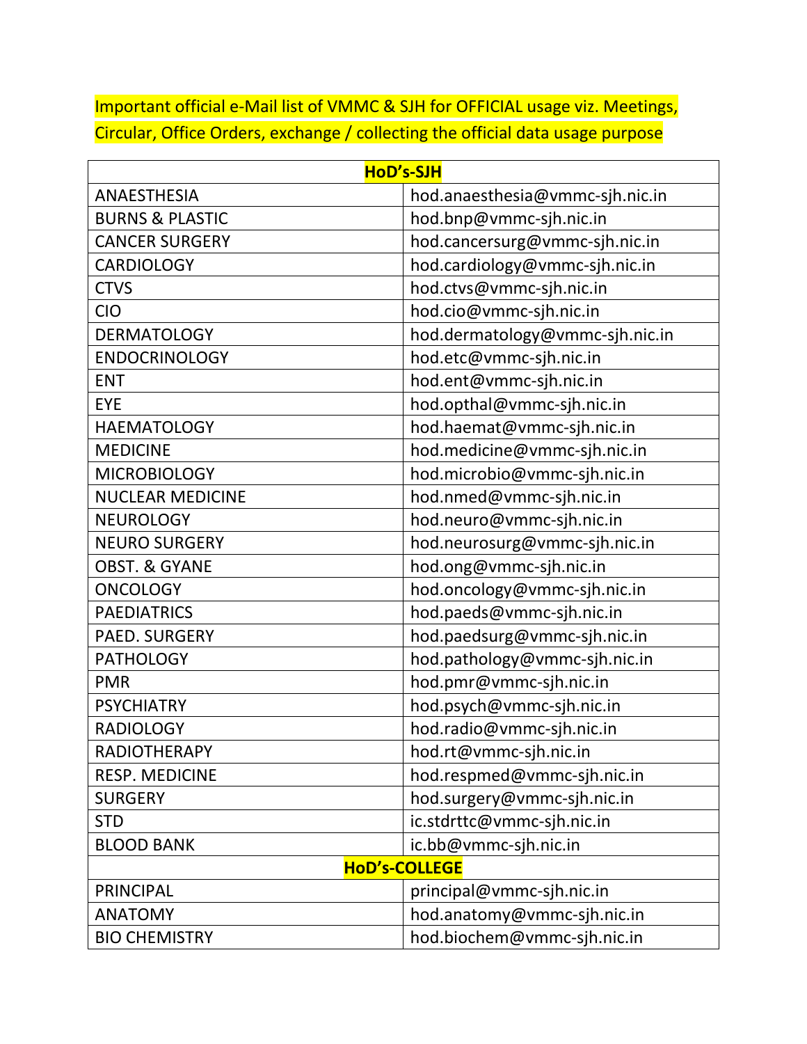Important official e-Mail list of VMMC & SJH for OFFICIAL usage viz. Meetings, Circular, Office Orders, exchange / collecting the official data usage purpose

| **HoD's-SJH** | |
|---|---|
| ANAESTHESIA | hod.anaesthesia@vmmc-sjh.nic.in |
| BURNS & PLASTIC | hod.bnp@vmmc-sjh.nic.in |
| CANCER SURGERY | hod.cancersurg@vmmc-sjh.nic.in |
| CARDIOLOGY | hod.cardiology@vmmc-sjh.nic.in |
| CTVS | hod.ctvs@vmmc-sjh.nic.in |
| CIO | hod.cio@vmmc-sjh.nic.in |
| DERMATOLOGY | hod.dermatology@vmmc-sjh.nic.in |
| ENDOCRINOLOGY | hod.etc@vmmc-sjh.nic.in |
| ENT | hod.ent@vmmc-sjh.nic.in |
| EYE | hod.opthal@vmmc-sjh.nic.in |
| HAEMATOLOGY | hod.haemat@vmmc-sjh.nic.in |
| MEDICINE | hod.medicine@vmmc-sjh.nic.in |
| MICROBIOLOGY | hod.microbio@vmmc-sjh.nic.in |
| NUCLEAR MEDICINE | hod.nmed@vmmc-sjh.nic.in |
| NEUROLOGY | hod.neuro@vmmc-sjh.nic.in |
| NEURO SURGERY | hod.neurosurg@vmmc-sjh.nic.in |
| OBST. & GYANE | hod.ong@vmmc-sjh.nic.in |
| ONCOLOGY | hod.oncology@vmmc-sjh.nic.in |
| PAEDIATRICS | hod.paeds@vmmc-sjh.nic.in |
| PAED. SURGERY | hod.paedsurg@vmmc-sjh.nic.in |
| PATHOLOGY | hod.pathology@vmmc-sjh.nic.in |
| PMR | hod.pmr@vmmc-sjh.nic.in |
| PSYCHIATRY | hod.psych@vmmc-sjh.nic.in |
| RADIOLOGY | hod.radio@vmmc-sjh.nic.in |
| RADIOTHERAPY | hod.rt@vmmc-sjh.nic.in |
| RESP. MEDICINE | hod.respmed@vmmc-sjh.nic.in |
| SURGERY | hod.surgery@vmmc-sjh.nic.in |
| STD | ic.stdrttc@vmmc-sjh.nic.in |
| BLOOD BANK | ic.bb@vmmc-sjh.nic.in |
| **HoD's-COLLEGE** | |
| PRINCIPAL | principal@vmmc-sjh.nic.in |
| ANATOMY | hod.anatomy@vmmc-sjh.nic.in |
| BIO CHEMISTRY | hod.biochem@vmmc-sjh.nic.in |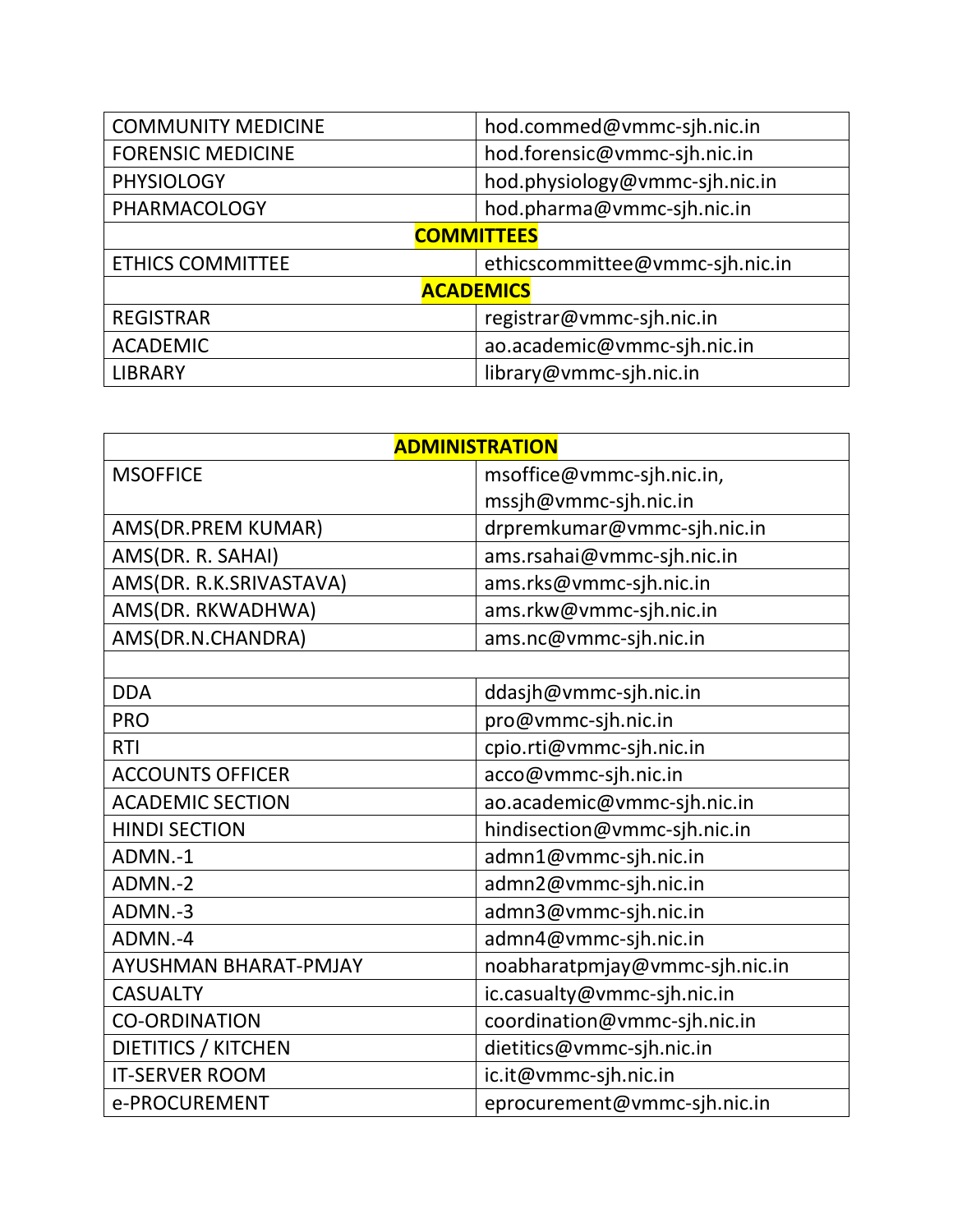| COMMUNITY MEDICINE | hod.commed@vmmc-sjh.nic.in |
| --- | --- |
| FORENSIC MEDICINE | hod.forensic@vmmc-sjh.nic.in |
| PHYSIOLOGY | hod.physiology@vmmc-sjh.nic.in |
| PHARMACOLOGY | hod.pharma@vmmc-sjh.nic.in |
| **COMMITTEES** | |
| ETHICS COMMITTEE | ethicscommittee@vmmc-sjh.nic.in |
| **ACADEMICS** | |
| REGISTRAR | registrar@vmmc-sjh.nic.in |
| ACADEMIC | ao.academic@vmmc-sjh.nic.in |
| LIBRARY | library@vmmc-sjh.nic.in |

| **ADMINISTRATION** | |
| --- | --- |
| MSOFFICE | msoffice@vmmc-sjh.nic.in, mssjh@vmmc-sjh.nic.in |
| AMS(DR.PREM KUMAR) | drpremkumar@vmmc-sjh.nic.in |
| AMS(DR. R. SAHAI) | ams.rsahai@vmmc-sjh.nic.in |
| AMS(DR. R.K.SRIVASTAVA) | ams.rks@vmmc-sjh.nic.in |
| AMS(DR. RKWADHWA) | ams.rkw@vmmc-sjh.nic.in |
| AMS(DR.N.CHANDRA) | ams.nc@vmmc-sjh.nic.in |
| | |
| DDA | ddasjh@vmmc-sjh.nic.in |
| PRO | pro@vmmc-sjh.nic.in |
| RTI | cpio.rti@vmmc-sjh.nic.in |
| ACCOUNTS OFFICER | acco@vmmc-sjh.nic.in |
| ACADEMIC SECTION | ao.academic@vmmc-sjh.nic.in |
| HINDI SECTION | hindisection@vmmc-sjh.nic.in |
| ADMN.-1 | admn1@vmmc-sjh.nic.in |
| ADMN.-2 | admn2@vmmc-sjh.nic.in |
| ADMN.-3 | admn3@vmmc-sjh.nic.in |
| ADMN.-4 | admn4@vmmc-sjh.nic.in |
| AYUSHMAN BHARAT-PMJAY | noabharatpmjay@vmmc-sjh.nic.in |
| CASUALTY | ic.casualty@vmmc-sjh.nic.in |
| CO-ORDINATION | coordination@vmmc-sjh.nic.in |
| DIETITICS / KITCHEN | dietitics@vmmc-sjh.nic.in |
| IT-SERVER ROOM | ic.it@vmmc-sjh.nic.in |
| e-PROCUREMENT | eprocurement@vmmc-sjh.nic.in |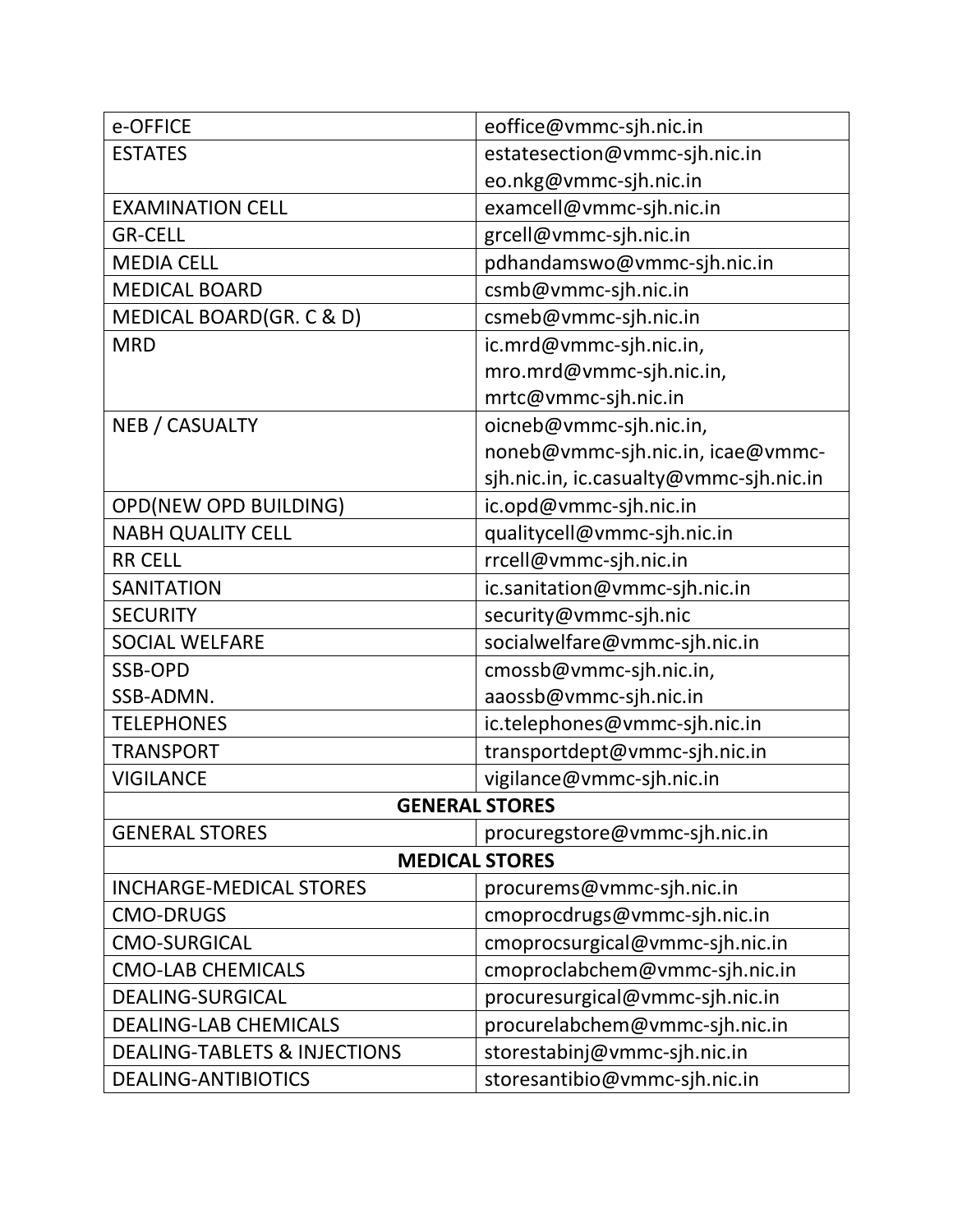| e-OFFICE | eoffice@vmmc-sjh.nic.in |
|---|---|
| ESTATES | estatesection@vmmc-sjh.nic.in eo.nkg@vmmc-sjh.nic.in |
| EXAMINATION CELL | examcell@vmmc-sjh.nic.in |
| GR-CELL | grcell@vmmc-sjh.nic.in |
| MEDIA CELL | pdhandamswo@vmmc-sjh.nic.in |
| MEDICAL BOARD | csmb@vmmc-sjh.nic.in |
| MEDICAL BOARD(GR. C & D) | csmeb@vmmc-sjh.nic.in |
| MRD | ic.mrd@vmmc-sjh.nic.in, mro.mrd@vmmc-sjh.nic.in, mrtc@vmmc-sjh.nic.in |
| NEB / CASUALTY | oicneb@vmmc-sjh.nic.in, noneb@vmmc-sjh.nic.in, icae@vmmc-sjh.nic.in, ic.casualty@vmmc-sjh.nic.in |
| OPD(NEW OPD BUILDING) | ic.opd@vmmc-sjh.nic.in |
| NABH QUALITY CELL | qualitycell@vmmc-sjh.nic.in |
| RR CELL | rrcell@vmmc-sjh.nic.in |
| SANITATION | ic.sanitation@vmmc-sjh.nic.in |
| SECURITY | security@vmmc-sjh.nic |
| SOCIAL WELFARE | socialwelfare@vmmc-sjh.nic.in |
| SSB-OPD SSB-ADMN. | cmossb@vmmc-sjh.nic.in, aaossb@vmmc-sjh.nic.in |
| TELEPHONES | ic.telephones@vmmc-sjh.nic.in |
| TRANSPORT | transportdept@vmmc-sjh.nic.in |
| VIGILANCE | vigilance@vmmc-sjh.nic.in |
| **GENERAL STORES** | |
| GENERAL STORES | procuregstore@vmmc-sjh.nic.in |
| **MEDICAL STORES** | |
| INCHARGE-MEDICAL STORES | procurems@vmmc-sjh.nic.in |
| CMO-DRUGS | cmoprocdrugs@vmmc-sjh.nic.in |
| CMO-SURGICAL | cmoprocsurgical@vmmc-sjh.nic.in |
| CMO-LAB CHEMICALS | cmoproclabchem@vmmc-sjh.nic.in |
| DEALING-SURGICAL | procuresurgical@vmmc-sjh.nic.in |
| DEALING-LAB CHEMICALS | procurelabchem@vmmc-sjh.nic.in |
| DEALING-TABLETS & INJECTIONS | storestabinj@vmmc-sjh.nic.in |
| DEALING-ANTIBIOTICS | storesantibio@vmmc-sjh.nic.in |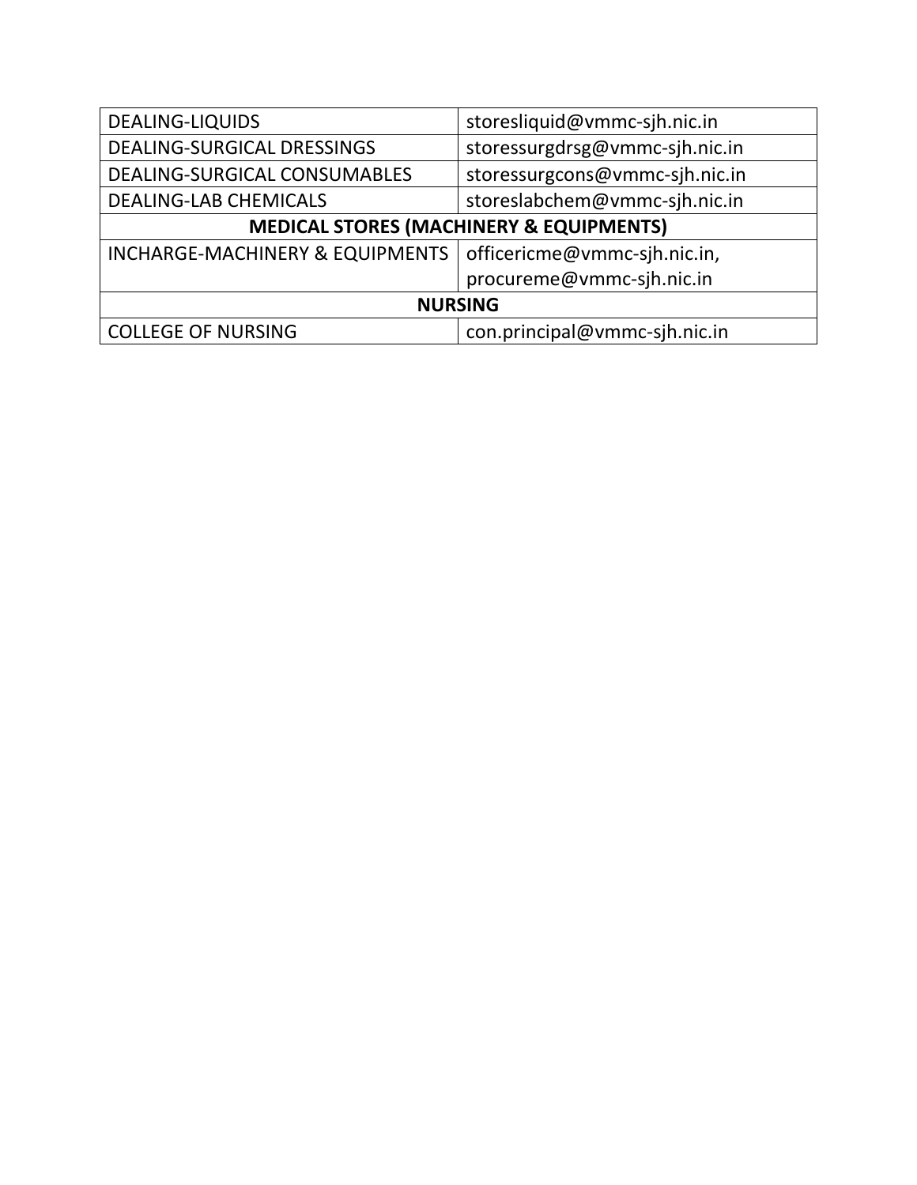| | |
|---|---|
| DEALING-LIQUIDS | storesliquid@vmmc-sjh.nic.in |
| DEALING-SURGICAL DRESSINGS | storessurgdrsg@vmmc-sjh.nic.in |
| DEALING-SURGICAL CONSUMABLES | storessurgcons@vmmc-sjh.nic.in |
| DEALING-LAB CHEMICALS | storeslabchem@vmmc-sjh.nic.in |
| **MEDICAL STORES (MACHINERY & EQUIPMENTS)** | |
| INCHARGE-MACHINERY & EQUIPMENTS | officericme@vmmc-sjh.nic.in, procureme@vmmc-sjh.nic.in |
| **NURSING** | |
| COLLEGE OF NURSING | con.principal@vmmc-sjh.nic.in |